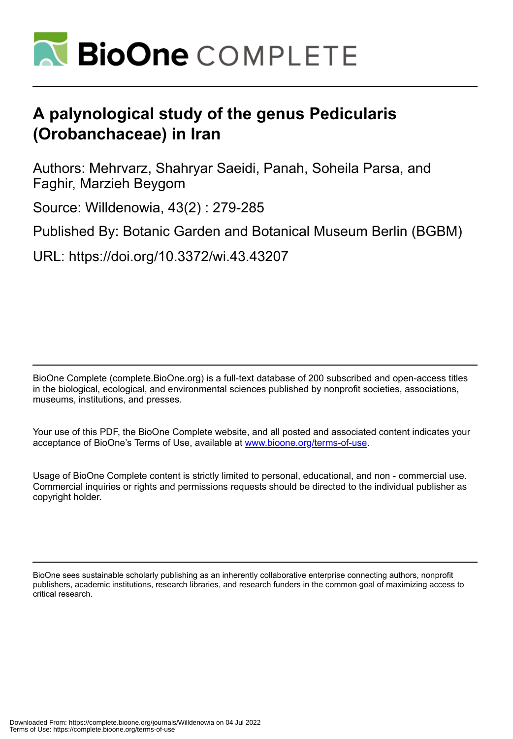# A palynological study of the genus Pedicularis (Orobanchaceae) in Iran

Authors: Mehrvarz, Shahryar Saeidi, Panah, Soheila Parsa, and Faghir, Marzieh Beygom

Source: Willdenowia, 43(2) : 279-285

Published By: Botanic Garden and Botanical Museum Berlin (BGBM)

URL: https://doi.org/10.3372/wi.43.43207

BioOne Complete (complete.BioOne.org) is a full-text database of 200 subscribed and open-access titles in the biological, ecological, and environmental sciences published by nonprofit societies, associations, museums, institutions, and presses.

Your use of this PDF, the BioOne Complete website, and all posted and associated content indicates your acceptance of BioOne's Terms of Use, available at www.bioone.org/terms-of-use.

Usage of BioOne Complete content is strictly limited to personal, educational, and non - commercial use. Commercial inquiries or rights and permissions requests should be directed to the individual publisher as copyright holder.

BioOne sees sustainable scholarly publishing as an inherently collaborative enterprise connecting authors, nonprofit publishers, academic institutions, research libraries, and research funders in the common goal of maximizing access to critical research.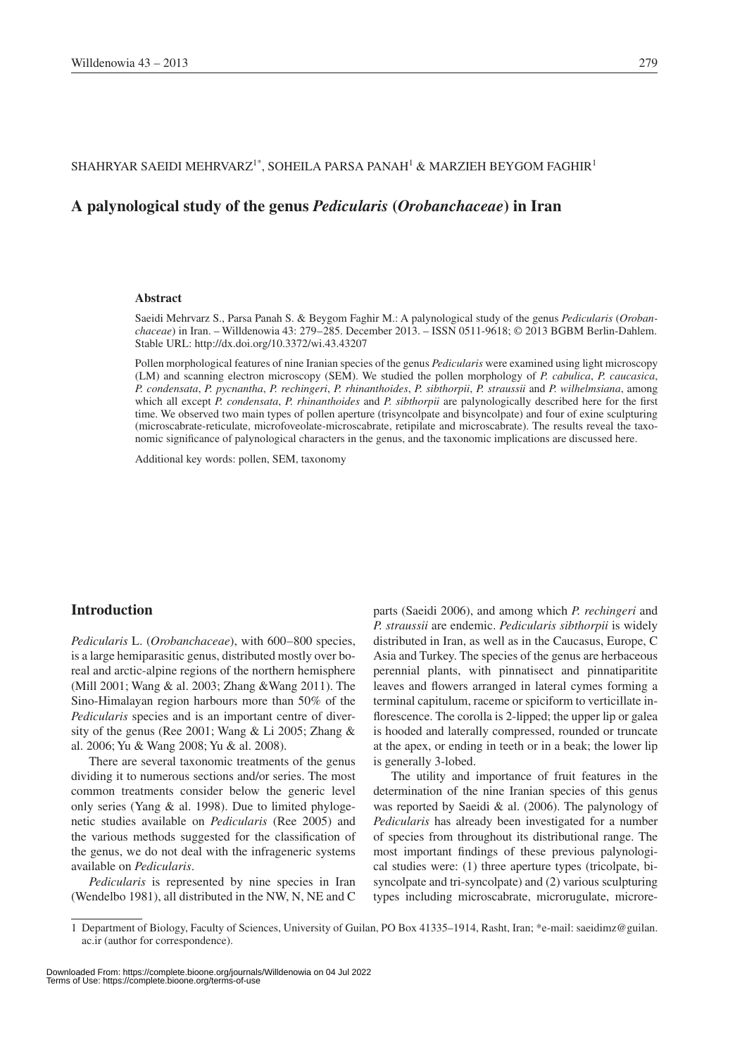SHAHRYAR SAEIDI MEHRVARZ[1*], SOHEILA PARSA PANAH[1] & MARZIEH BEYGOM FAGHIR[1]

# A palynological study of the genus *Pedicularis* (*Orobanchaceae*) in Iran

### Abstract

Saeidi Mehrvarz S., Parsa Panah S. & Beygom Faghir M.: A palynological study of the genus *Pedicularis* (*Orobanchaceae*) in Iran. – Willdenowia 43: 279–285. December 2013. – ISSN 0511-9618; © 2013 BGBM Berlin-Dahlem. Stable URL: http://dx.doi.org/10.3372/wi.43.43207

Pollen morphological features of nine Iranian species of the genus *Pedicularis* were examined using light microscopy (LM) and scanning electron microscopy (SEM). We studied the pollen morphology of *P. cabulica*, *P. caucasica*, *P. condensata*, *P. pycnantha*, *P. rechingeri*, *P. rhinanthoides*, *P. sibthorpii*, *P. straussii* and *P. wilhelmsiana*, among which all except *P. condensata*, *P. rhinanthoides* and *P. sibthorpii* are palynologically described here for the first time. We observed two main types of pollen aperture (trisyncolpate and bisyncolpate) and four of exine sculpturing (microscabrate-reticulate, microfoveolate-microscabrate, retipilate and microscabrate). The results reveal the taxonomic significance of palynological characters in the genus, and the taxonomic implications are discussed here.

Additional key words: pollen, SEM, taxonomy

## Introduction

*Pedicularis* L. (*Orobanchaceae*), with 600–800 species, is a large hemiparasitic genus, distributed mostly over boreal and arctic-alpine regions of the northern hemisphere (Mill 2001; Wang & al. 2003; Zhang &Wang 2011). The Sino-Himalayan region harbours more than 50% of the *Pedicularis* species and is an important centre of diversity of the genus (Ree 2001; Wang & Li 2005; Zhang & al. 2006; Yu & Wang 2008; Yu & al. 2008).

There are several taxonomic treatments of the genus dividing it to numerous sections and/or series. The most common treatments consider below the generic level only series (Yang & al. 1998). Due to limited phylogenetic studies available on *Pedicularis* (Ree 2005) and the various methods suggested for the classification of the genus, we do not deal with the infrageneric systems available on *Pedicularis*.

*Pedicularis* is represented by nine species in Iran (Wendelbo 1981), all distributed in the NW, N, NE and C parts (Saeidi 2006), and among which *P. rechingeri* and *P. straussii* are endemic. *Pedicularis sibthorpii* is widely distributed in Iran, as well as in the Caucasus, Europe, C Asia and Turkey. The species of the genus are herbaceous perennial plants, with pinnatisect and pinnatiparitite leaves and flowers arranged in lateral cymes forming a terminal capitulum, raceme or spiciform to verticillate inflorescence. The corolla is 2-lipped; the upper lip or galea is hooded and laterally compressed, rounded or truncate at the apex, or ending in teeth or in a beak; the lower lip is generally 3-lobed.

The utility and importance of fruit features in the determination of the nine Iranian species of this genus was reported by Saeidi & al. (2006). The palynology of *Pedicularis* has already been investigated for a number of species from throughout its distributional range. The most important findings of these previous palynological studies were: (1) three aperture types (tricolpate, bisyncolpate and tri-syncolpate) and (2) various sculpturing types including microscabrate, microrugulate, microre-

1 Department of Biology, Faculty of Sciences, University of Guilan, PO Box 41335–1914, Rasht, Iran; *e-mail: saeidimz@guilan.ac.ir (author for correspondence).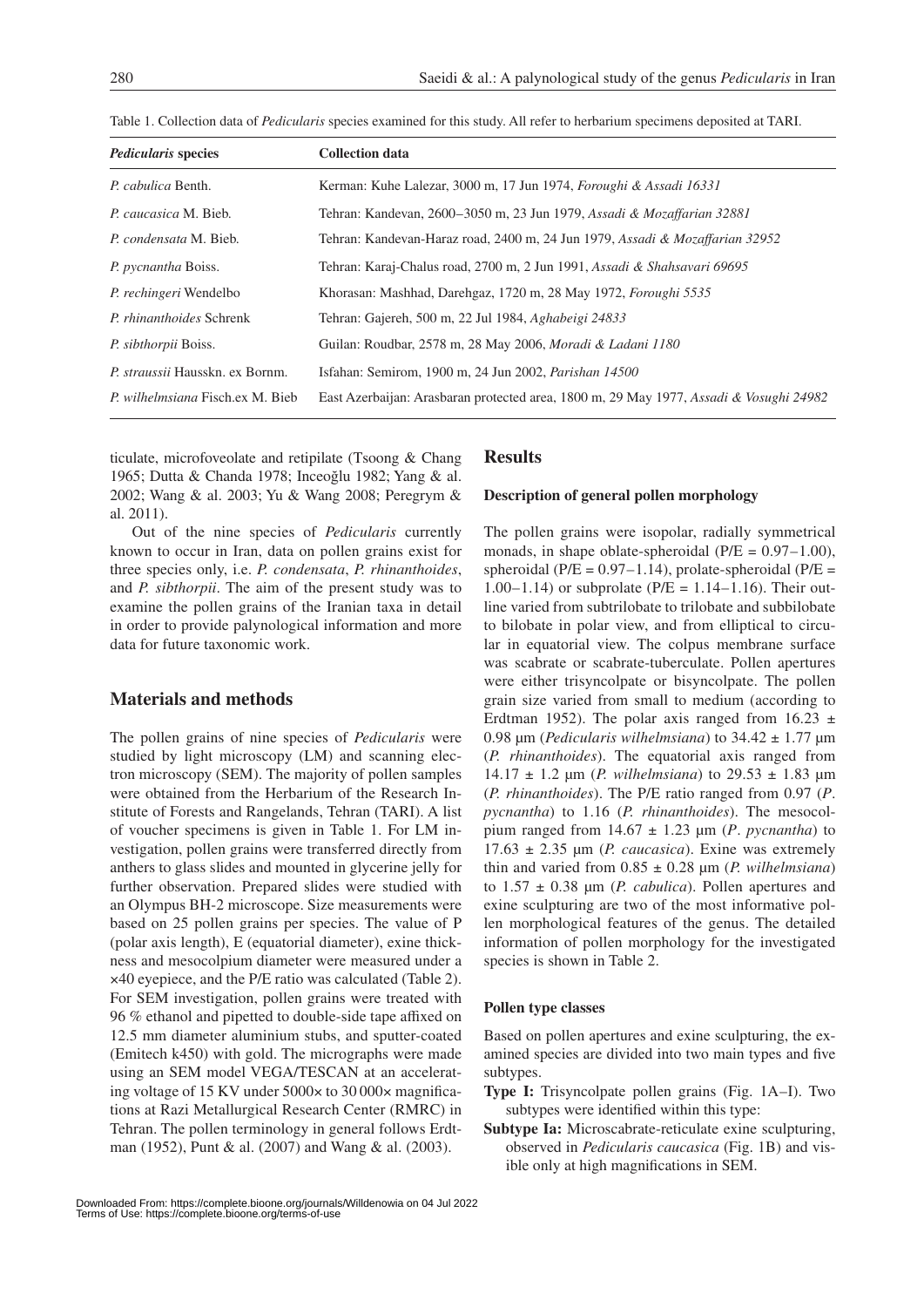Table 1. Collection data of *Pedicularis* species examined for this study. All refer to herbarium specimens deposited at TARI.

| *Pedicularis* species | Collection data |
|---|---|
| *P. cabulica* Benth. | Kerman: Kuhe Lalezar, 3000 m, 17 Jun 1974, *Foroughi & Assadi 16331* |
| *P. caucasica* M. Bieb. | Tehran: Kandevan, 2600–3050 m, 23 Jun 1979, *Assadi & Mozaffarian 32881* |
| *P. condensata* M. Bieb. | Tehran: Kandevan-Haraz road, 2400 m, 24 Jun 1979, *Assadi & Mozaffarian 32952* |
| *P. pycnantha* Boiss. | Tehran: Karaj-Chalus road, 2700 m, 2 Jun 1991, *Assadi & Shahsavari 69695* |
| *P. rechingeri* Wendelbo | Khorasan: Mashhad, Darehgaz, 1720 m, 28 May 1972, *Foroughi 5535* |
| *P. rhinanthoides* Schrenk | Tehran: Gajereh, 500 m, 22 Jul 1984, *Aghabeigi 24833* |
| *P. sibthorpii* Boiss. | Guilan: Roudbar, 2578 m, 28 May 2006, *Moradi & Ladani 1180* |
| *P. straussii* Hausskn. ex Bornm. | Isfahan: Semirom, 1900 m, 24 Jun 2002, *Parishan 14500* |
| *P. wilhelmsiana* Fisch.ex M. Bieb | East Azerbaijan: Arasbaran protected area, 1800 m, 29 May 1977, *Assadi & Vosughi 24982* |

ticulate, microfoveolate and retipilate (Tsoong & Chang 1965; Dutta & Chanda 1978; Inceoğlu 1982; Yang & al. 2002; Wang & al. 2003; Yu & Wang 2008; Peregrym & al. 2011).

Out of the nine species of *Pedicularis* currently known to occur in Iran, data on pollen grains exist for three species only, i.e. *P. condensata*, *P. rhinanthoides*, and *P. sibthorpii*. The aim of the present study was to examine the pollen grains of the Iranian taxa in detail in order to provide palynological information and more data for future taxonomic work.

## Materials and methods

The pollen grains of nine species of *Pedicularis* were studied by light microscopy (LM) and scanning electron microscopy (SEM). The majority of pollen samples were obtained from the Herbarium of the Research Institute of Forests and Rangelands, Tehran (TARI). A list of voucher specimens is given in Table 1. For LM investigation, pollen grains were transferred directly from anthers to glass slides and mounted in glycerine jelly for further observation. Prepared slides were studied with an Olympus BH-2 microscope. Size measurements were based on 25 pollen grains per species. The value of P (polar axis length), E (equatorial diameter), exine thickness and mesocolpium diameter were measured under a ×40 eyepiece, and the P/E ratio was calculated (Table 2). For SEM investigation, pollen grains were treated with 96 % ethanol and pipetted to double-side tape affixed on 12.5 mm diameter aluminium stubs, and sputter-coated (Emitech k450) with gold. The micrographs were made using an SEM model VEGA/TESCAN at an accelerating voltage of 15 KV under 5000× to 30 000× magnifications at Razi Metallurgical Research Center (RMRC) in Tehran. The pollen terminology in general follows Erdtman (1952), Punt & al. (2007) and Wang & al. (2003).

## Results

### Description of general pollen morphology

The pollen grains were isopolar, radially symmetrical monads, in shape oblate-spheroidal (P/E = 0.97–1.00), spheroidal (P/E = 0.97–1.14), prolate-spheroidal (P/E = 1.00–1.14) or subprolate (P/E = 1.14–1.16). Their outline varied from subtrilobate to trilobate and subbilobate to bilobate in polar view, and from elliptical to circular in equatorial view. The colpus membrane surface was scabrate or scabrate-tuberculate. Pollen apertures were either trisyncolpate or bisyncolpate. The pollen grain size varied from small to medium (according to Erdtman 1952). The polar axis ranged from 16.23 ± 0.98 µm (*Pedicularis wilhelmsiana*) to 34.42 ± 1.77 µm (*P. rhinanthoides*). The equatorial axis ranged from 14.17 ± 1.2 µm (*P. wilhelmsiana*) to 29.53 ± 1.83 µm (*P. rhinanthoides*). The P/E ratio ranged from 0.97 (*P. pycnantha*) to 1.16 (*P. rhinanthoides*). The mesocolpium ranged from 14.67 ± 1.23 µm (*P. pycnantha*) to 17.63 ± 2.35 µm (*P. caucasica*). Exine was extremely thin and varied from 0.85 ± 0.28 µm (*P. wilhelmsiana*) to 1.57 ± 0.38 µm (*P. cabulica*). Pollen apertures and exine sculpturing are two of the most informative pollen morphological features of the genus. The detailed information of pollen morphology for the investigated species is shown in Table 2.

### Pollen type classes

Based on pollen apertures and exine sculpturing, the examined species are divided into two main types and five subtypes.

**Type I:** Trisyncolpate pollen grains (Fig. 1A–I). Two subtypes were identified within this type:

**Subtype Ia:** Microscabrate-reticulate exine sculpturing, observed in *Pedicularis caucasica* (Fig. 1B) and visible only at high magnifications in SEM.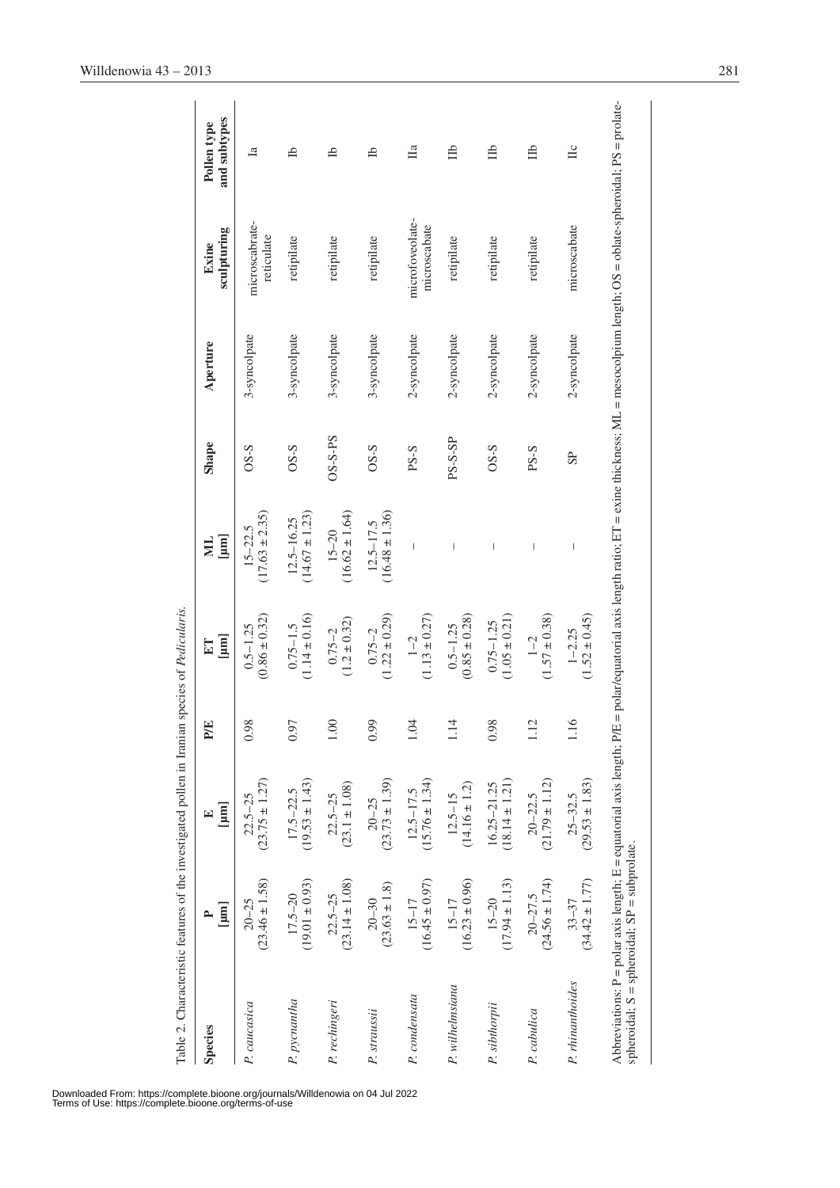Table 2. Characteristic features of the investigated pollen in Iranian species of *Pedicularis*.

| Species | P [µm] | E [µm] | P/E | ET [µm] | ML [µm] | Shape | Aperture | Exine sculpturing | Pollen type and subtypes |
|---|---|---|---|---|---|---|---|---|---|
| *P. caucasica* | 20–25 (23.46 ± 1.58) | 22.5–25 (23.75 ± 1.27) | 0.98 | 0.5–1.25 (0.86 ± 0.32) | 15–22.5 (17.63 ± 2.35) | OS-S | 3-syncolpate | microscabrate-reticulate | Ia |
| *P. pycnantha* | 17.5–20 (19.01 ± 0.93) | 17.5–22.5 (19.53 ± 1.43) | 0.97 | 0.75–1.5 (1.14 ± 0.16) | 12.5–16.25 (14.67 ± 1.23) | OS-S | 3-syncolpate | retipilate | Ib |
| *P. rechingeri* | 22.5–25 (23.14 ± 1.08) | 22.5–25 (23.1 ± 1.08) | 1.00 | 0.75–2 (1.2 ± 0.32) | 15–20 (16.62 ± 1.64) | OS-S-PS | 3-syncolpate | retipilate | Ib |
| *P. straussii* | 20–30 (23.63 ± 1.8) | 20–25 (23.73 ± 1.39) | 0.99 | 0.75–2 (1.22 ± 0.29) | 12.5–17.5 (16.48 ± 1.36) | OS-S | 3-syncolpate | retipilate | Ib |
| *P. condensata* | 15–17 (16.45 ± 0.97) | 12.5–17.5 (15.76 ± 1.34) | 1.04 | 1–2 (1.13 ± 0.27) | – | PS-S | 2-syncolpate | microfoveolate-microscabate | IIa |
| *P. wilhelmsiana* | 15–17 (16.23 ± 0.96) | 12.5–15 (14.16 ± 1.2) | 1.14 | 0.5–1.25 (0.85 ± 0.28) | – | PS-S-SP | 2-syncolpate | retipilate | IIb |
| *P. sibthorpii* | 15–20 (17.94 ± 1.13) | 16.25–21.25 (18.14 ± 1.21) | 0.98 | 0.75–1.25 (1.05 ± 0.21) | – | OS-S | 2-syncolpate | retipilate | IIb |
| *P. cabulica* | 20–27.5 (24.56 ± 1.74) | 20–22.5 (21.79 ± 1.12) | 1.12 | 1–2 (1.57 ± 0.38) | – | PS-S | 2-syncolpate | retipilate | IIb |
| *P. rhinanthoides* | 33–37 (34.42 ± 1.77) | 25–32.5 (29.53 ± 1.83) | 1.16 | 1–2.25 (1.52 ± 0.45) | – | SP | 2-syncolpate | microscabate | IIc |

Abbreviations: P = polar axis length; E = equatorial axis length; P/E = polar/equatorial axis length ratio; ET = exine thickness; ML = mesocolpium length; OS = oblate-spheroidal; PS = prolate-spheroidal; S = spheroidal; SP = subprolate.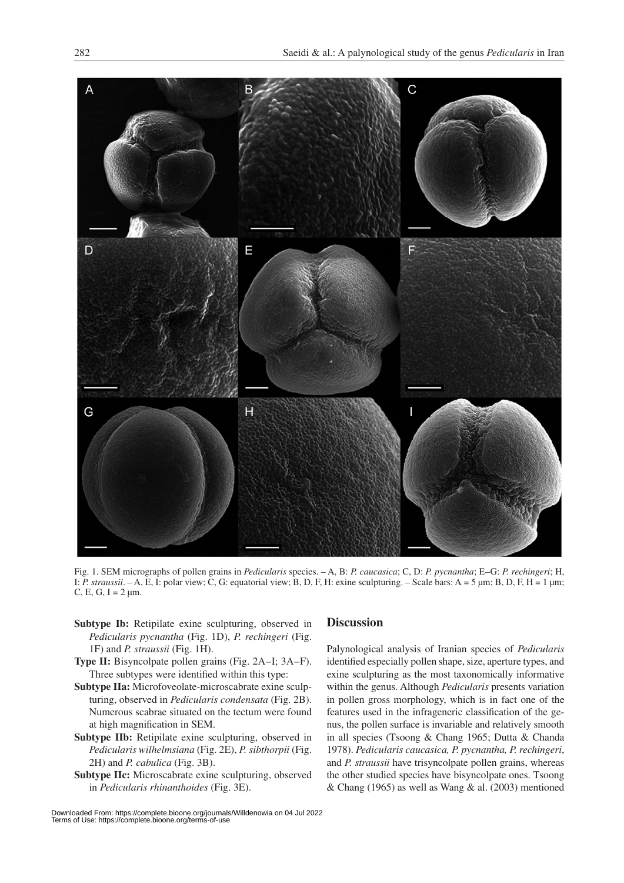Fig. 1. SEM micrographs of pollen grains in *Pedicularis* species. – A, B: *P. caucasica*; C, D: *P. pycnantha*; E–G: *P. rechingeri*; H, I: *P. straussii*. – A, E, I: polar view; C, G: equatorial view; B, D, F, H: exine sculpturing. – Scale bars: A = 5 µm; B, D, F, H = 1 µm; C, E, G, I = 2 µm.

**Subtype Ib:** Retipilate exine sculpturing, observed in *Pedicularis pycnantha* (Fig. 1D), *P. rechingeri* (Fig. 1F) and *P. straussii* (Fig. 1H).

**Type II:** Bisyncolpate pollen grains (Fig. 2A–I; 3A–F). Three subtypes were identified within this type:

**Subtype IIa:** Microfoveolate-microscabrate exine sculpturing, observed in *Pedicularis condensata* (Fig. 2B). Numerous scabrae situated on the tectum were found at high magnification in SEM.

**Subtype IIb:** Retipilate exine sculpturing, observed in *Pedicularis wilhelmsiana* (Fig. 2E), *P. sibthorpii* (Fig. 2H) and *P. cabulica* (Fig. 3B).

**Subtype IIc:** Microscabrate exine sculpturing, observed in *Pedicularis rhinanthoides* (Fig. 3E).

## Discussion

Palynological analysis of Iranian species of *Pedicularis* identified especially pollen shape, size, aperture types, and exine sculpturing as the most taxonomically informative within the genus. Although *Pedicularis* presents variation in pollen gross morphology, which is in fact one of the features used in the infrageneric classification of the genus, the pollen surface is invariable and relatively smooth in all species (Tsoong & Chang 1965; Dutta & Chanda 1978). *Pedicularis caucasica, P. pycnantha, P. rechingeri*, and *P. straussii* have trisyncolpate pollen grains, whereas the other studied species have bisyncolpate ones. Tsoong & Chang (1965) as well as Wang & al. (2003) mentioned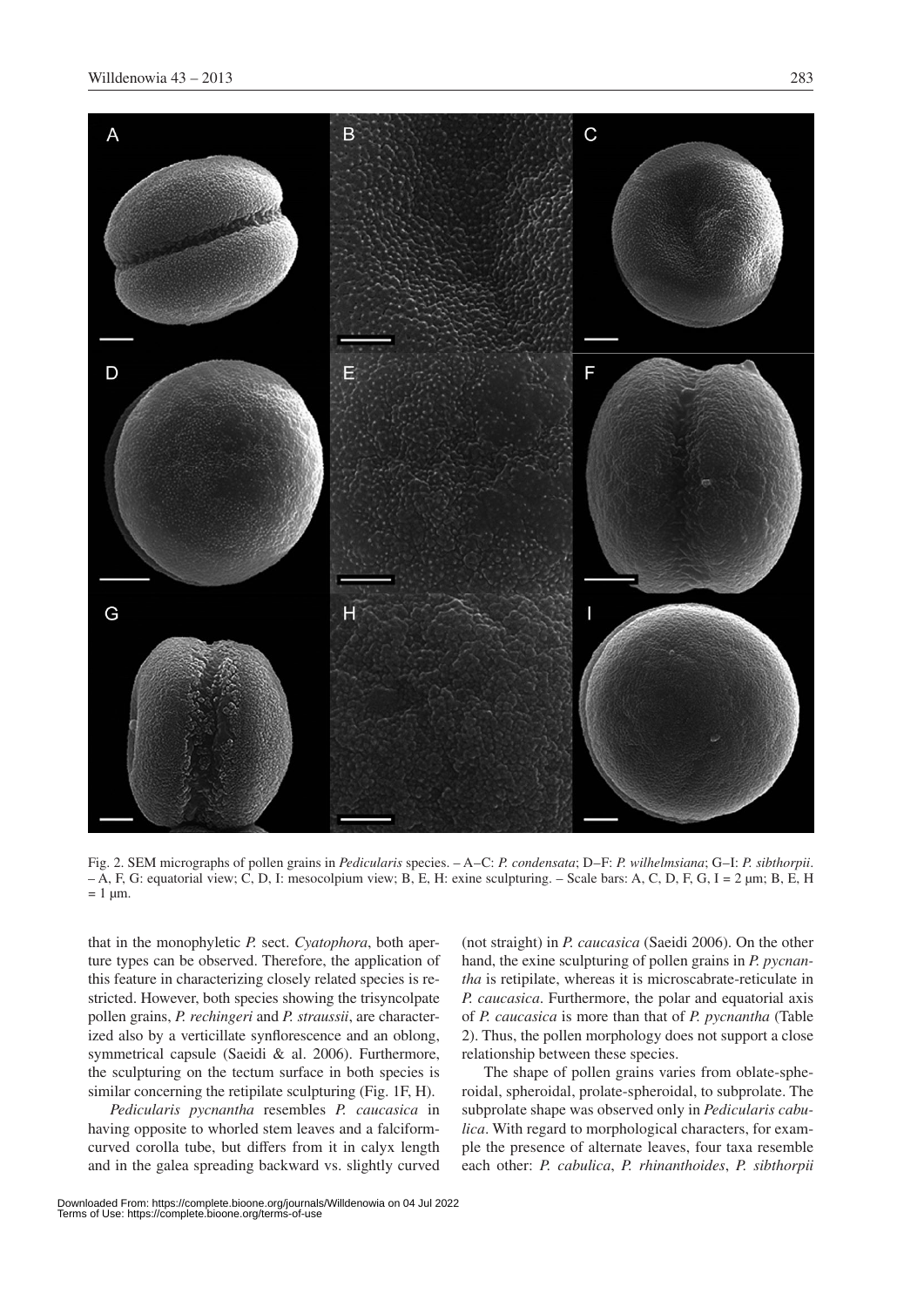Fig. 2. SEM micrographs of pollen grains in *Pedicularis* species. – A–C: *P. condensata*; D–F: *P. wilhelmsiana*; G–I: *P. sibthorpii*. – A, F, G: equatorial view; C, D, I: mesocolpium view; B, E, H: exine sculpturing. – Scale bars: A, C, D, F, G, I = 2 µm; B, E, H = 1 µm.

that in the monophyletic *P.* sect. *Cyatophora*, both aperture types can be observed. Therefore, the application of this feature in characterizing closely related species is restricted. However, both species showing the trisyncolpate pollen grains, *P. rechingeri* and *P. straussii*, are characterized also by a verticillate synflorescence and an oblong, symmetrical capsule (Saeidi & al. 2006). Furthermore, the sculpturing on the tectum surface in both species is similar concerning the retipilate sculpturing (Fig. 1F, H).

*Pedicularis pycnantha* resembles *P. caucasica* in having opposite to whorled stem leaves and a falciform-curved corolla tube, but differs from it in calyx length and in the galea spreading backward vs. slightly curved (not straight) in *P. caucasica* (Saeidi 2006). On the other hand, the exine sculpturing of pollen grains in *P. pycnantha* is retipilate, whereas it is microscabrate-reticulate in *P. caucasica*. Furthermore, the polar and equatorial axis of *P. caucasica* is more than that of *P. pycnantha* (Table 2). Thus, the pollen morphology does not support a close relationship between these species.

The shape of pollen grains varies from oblate-spheroidal, spheroidal, prolate-spheroidal, to subprolate. The subprolate shape was observed only in *Pedicularis cabulica*. With regard to morphological characters, for example the presence of alternate leaves, four taxa resemble each other: *P. cabulica*, *P. rhinanthoides*, *P. sibthorpii*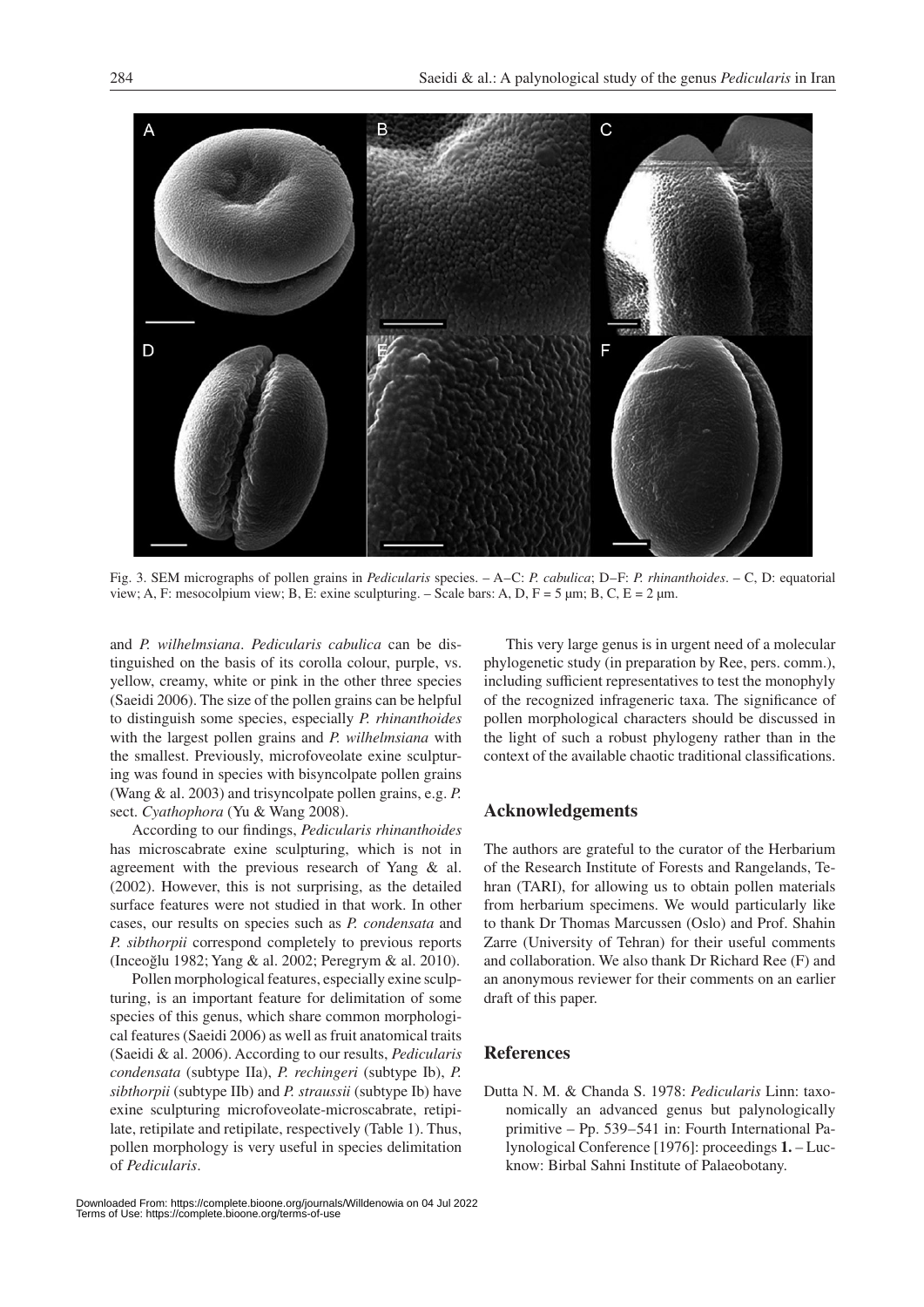Fig. 3. SEM micrographs of pollen grains in *Pedicularis* species. – A–C: *P. cabulica*; D–F: *P. rhinanthoides*. – C, D: equatorial view; A, F: mesocolpium view; B, E: exine sculpturing. – Scale bars: A, D, F = 5 µm; B, C, E = 2 µm.

and *P. wilhelmsiana*. *Pedicularis cabulica* can be distinguished on the basis of its corolla colour, purple, vs. yellow, creamy, white or pink in the other three species (Saeidi 2006). The size of the pollen grains can be helpful to distinguish some species, especially *P. rhinanthoides* with the largest pollen grains and *P. wilhelmsiana* with the smallest. Previously, microfoveolate exine sculpturing was found in species with bisyncolpate pollen grains (Wang & al. 2003) and trisyncolpate pollen grains, e.g. *P.* sect. *Cyathophora* (Yu & Wang 2008).

According to our findings, *Pedicularis rhinanthoides* has microscabrate exine sculpturing, which is not in agreement with the previous research of Yang & al. (2002). However, this is not surprising, as the detailed surface features were not studied in that work. In other cases, our results on species such as *P. condensata* and *P. sibthorpii* correspond completely to previous reports (Inceoğlu 1982; Yang & al. 2002; Peregrym & al. 2010).

Pollen morphological features, especially exine sculpturing, is an important feature for delimitation of some species of this genus, which share common morphological features (Saeidi 2006) as well as fruit anatomical traits (Saeidi & al. 2006). According to our results, *Pedicularis condensata* (subtype IIa), *P. rechingeri* (subtype Ib), *P. sibthorpii* (subtype IIb) and *P. straussii* (subtype Ib) have exine sculpturing microfoveolate-microscabrate, retipilate, retipilate and retipilate, respectively (Table 1). Thus, pollen morphology is very useful in species delimitation of *Pedicularis*.

This very large genus is in urgent need of a molecular phylogenetic study (in preparation by Ree, pers. comm.), including sufficient representatives to test the monophyly of the recognized infrageneric taxa. The significance of pollen morphological characters should be discussed in the light of such a robust phylogeny rather than in the context of the available chaotic traditional classifications.

## Acknowledgements

The authors are grateful to the curator of the Herbarium of the Research Institute of Forests and Rangelands, Tehran (TARI), for allowing us to obtain pollen materials from herbarium specimens. We would particularly like to thank Dr Thomas Marcussen (Oslo) and Prof. Shahin Zarre (University of Tehran) for their useful comments and collaboration. We also thank Dr Richard Ree (F) and an anonymous reviewer for their comments on an earlier draft of this paper.

## References

Dutta N. M. & Chanda S. 1978: *Pedicularis* Linn: taxonomically an advanced genus but palynologically primitive – Pp. 539–541 in: Fourth International Palynological Conference [1976]: proceedings **1.** – Lucknow: Birbal Sahni Institute of Palaeobotany.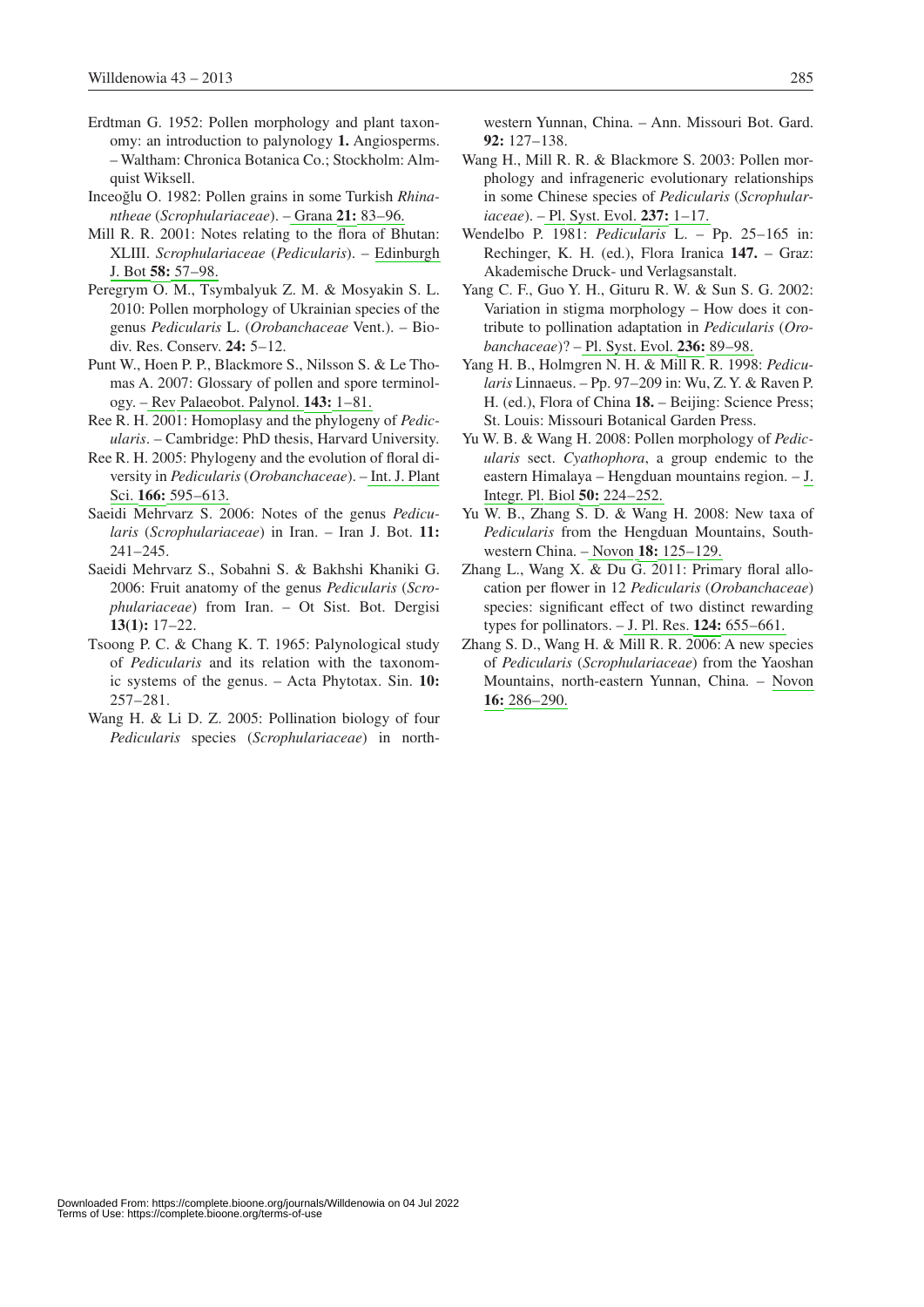Erdtman G. 1952: Pollen morphology and plant taxonomy: an introduction to palynology **1.** Angiosperms. – Waltham: Chronica Botanica Co.; Stockholm: Almquist Wiksell.

Inceoğlu O. 1982: Pollen grains in some Turkish *Rhinantheae* (*Scrophulariaceae*). – Grana **21:** 83–96.

Mill R. R. 2001: Notes relating to the flora of Bhutan: XLIII. *Scrophulariaceae* (*Pedicularis*). – Edinburgh J. Bot **58:** 57–98.

Peregrym O. M., Tsymbalyuk Z. M. & Mosyakin S. L. 2010: Pollen morphology of Ukrainian species of the genus *Pedicularis* L. (*Orobanchaceae* Vent.). – Biodiv. Res. Conserv. **24:** 5–12.

Punt W., Hoen P. P., Blackmore S., Nilsson S. & Le Thomas A. 2007: Glossary of pollen and spore terminology. – Rev Palaeobot. Palynol. **143:** 1–81.

Ree R. H. 2001: Homoplasy and the phylogeny of *Pedicularis*. – Cambridge: PhD thesis, Harvard University.

Ree R. H. 2005: Phylogeny and the evolution of floral diversity in *Pedicularis* (*Orobanchaceae*). – Int. J. Plant Sci. **166:** 595–613.

Saeidi Mehrvarz S. 2006: Notes of the genus *Pedicularis* (*Scrophulariaceae*) in Iran. – Iran J. Bot. **11:** 241–245.

Saeidi Mehrvarz S., Sobahni S. & Bakhshi Khaniki G. 2006: Fruit anatomy of the genus *Pedicularis* (*Scrophulariaceae*) from Iran. – Ot Sist. Bot. Dergisi **13(1):** 17–22.

Tsoong P. C. & Chang K. T. 1965: Palynological study of *Pedicularis* and its relation with the taxonomic systems of the genus. – Acta Phytotax. Sin. **10:** 257–281.

Wang H. & Li D. Z. 2005: Pollination biology of four *Pedicularis* species (*Scrophulariaceae*) in northwestern Yunnan, China. – Ann. Missouri Bot. Gard. **92:** 127–138.

Wang H., Mill R. R. & Blackmore S. 2003: Pollen morphology and infrageneric evolutionary relationships in some Chinese species of *Pedicularis* (*Scrophulariaceae*). – Pl. Syst. Evol. **237:** 1–17.

Wendelbo P. 1981: *Pedicularis* L. – Pp. 25–165 in: Rechinger, K. H. (ed.), Flora Iranica **147.** – Graz: Akademische Druck- und Verlagsanstalt.

Yang C. F., Guo Y. H., Gituru R. W. & Sun S. G. 2002: Variation in stigma morphology – How does it contribute to pollination adaptation in *Pedicularis* (*Orobanchaceae*)? – Pl. Syst. Evol. **236:** 89–98.

Yang H. B., Holmgren N. H. & Mill R. R. 1998: *Pedicularis* Linnaeus. – Pp. 97–209 in: Wu, Z. Y. & Raven P. H. (ed.), Flora of China **18.** – Beijing: Science Press; St. Louis: Missouri Botanical Garden Press.

Yu W. B. & Wang H. 2008: Pollen morphology of *Pedicularis* sect. *Cyathophora*, a group endemic to the eastern Himalaya – Hengduan mountains region. – J. Integr. Pl. Biol **50:** 224–252.

Yu W. B., Zhang S. D. & Wang H. 2008: New taxa of *Pedicularis* from the Hengduan Mountains, Southwestern China. – Novon **18:** 125–129.

Zhang L., Wang X. & Du G. 2011: Primary floral allocation per flower in 12 *Pedicularis* (*Orobanchaceae*) species: significant effect of two distinct rewarding types for pollinators. – J. Pl. Res. **124:** 655–661.

Zhang S. D., Wang H. & Mill R. R. 2006: A new species of *Pedicularis* (*Scrophulariaceae*) from the Yaoshan Mountains, north-eastern Yunnan, China. – Novon **16:** 286–290.